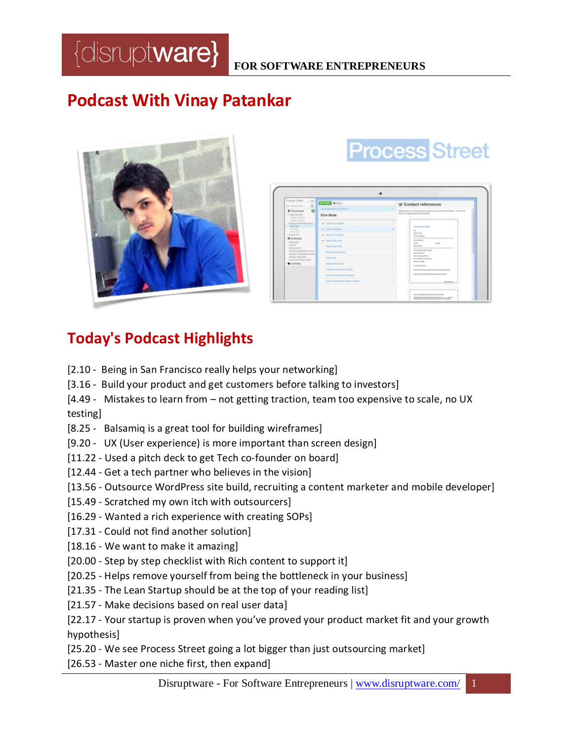# Podcast With Vinay Patankar

## Today's Podcast Highlights

[2.10 - Being in San Francisco really helps your networking]
[3.16 - Build your product and get customers before talking to investors]
[4.49 - Mistakes to learn from – not getting traction, team too expensive to scale, no UX testing]
[8.25 - Balsamiq is a great tool for building wireframes]
[9.20 - UX (User experience) is more important than screen design]
[11.22 - Used a pitch deck to get Tech co-founder on board]
[12.44 - Get a tech partner who believes in the vision]
[13.56 - Outsource WordPress site build, recruiting a content marketer and mobile developer]
[15.49 - Scratched my own itch with outsourcers]
[16.29 - Wanted a rich experience with creating SOPs]
[17.31 - Could not find another solution]
[18.16 - We want to make it amazing]
[20.00 - Step by step checklist with Rich content to support it]
[20.25 - Helps remove yourself from being the bottleneck in your business]
[21.35 - The Lean Startup should be at the top of your reading list]
[21.57 - Make decisions based on real user data]
[22.17 - Your startup is proven when you've proved your product market fit and your growth hypothesis]
[25.20 - We see Process Street going a lot bigger than just outsourcing market]
[26.53 - Master one niche first, then expand]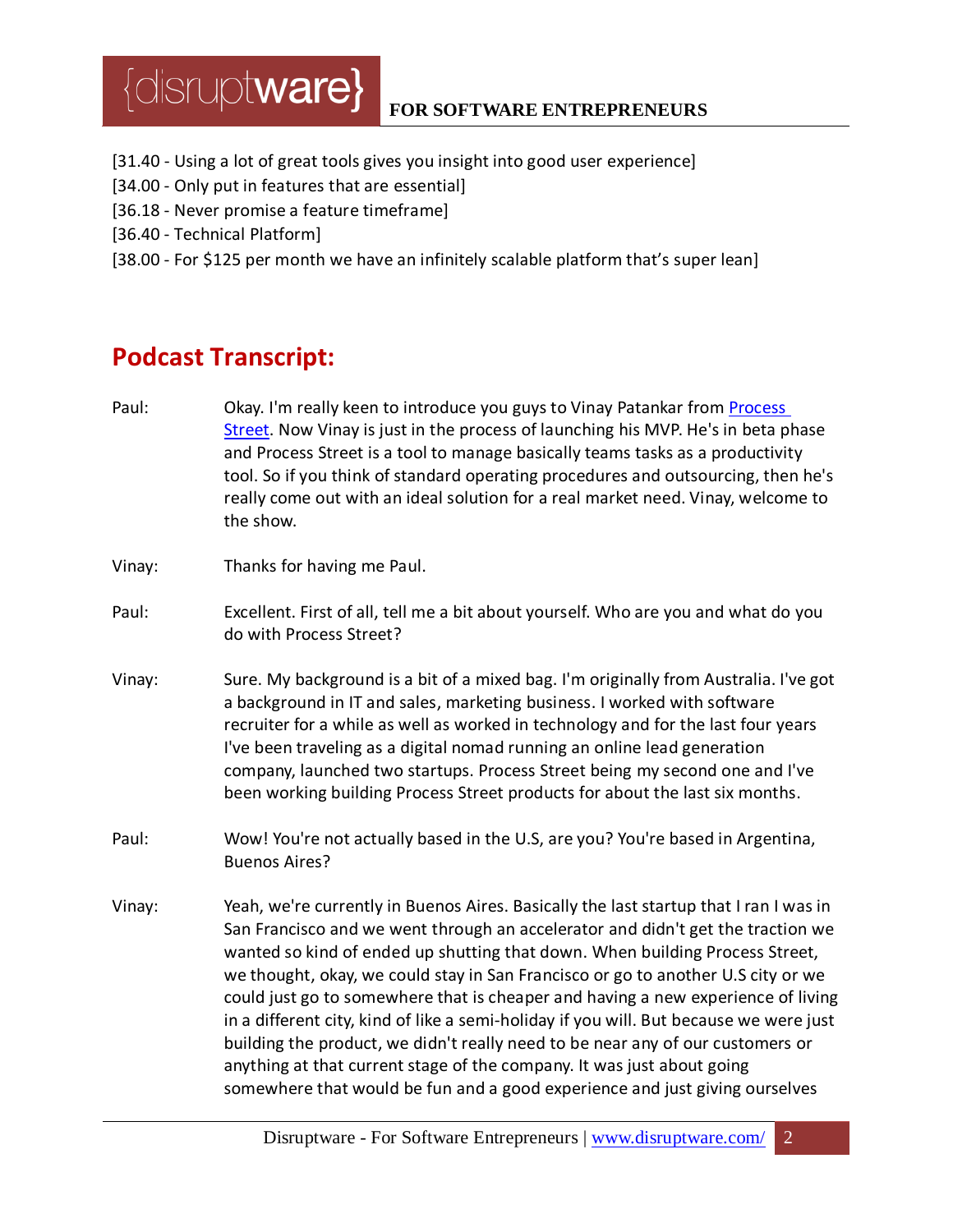[31.40 - Using a lot of great tools gives you insight into good user experience]
[34.00 - Only put in features that are essential]
[36.18 - Never promise a feature timeframe]
[36.40 - Technical Platform]
[38.00 - For $125 per month we have an infinitely scalable platform that's super lean]

## Podcast Transcript:

Paul: Okay. I'm really keen to introduce you guys to Vinay Patankar from [Process Street](). Now Vinay is just in the process of launching his MVP. He's in beta phase and Process Street is a tool to manage basically teams tasks as a productivity tool. So if you think of standard operating procedures and outsourcing, then he's really come out with an ideal solution for a real market need. Vinay, welcome to the show.

Vinay: Thanks for having me Paul.

Paul: Excellent. First of all, tell me a bit about yourself. Who are you and what do you do with Process Street?

Vinay: Sure. My background is a bit of a mixed bag. I'm originally from Australia. I've got a background in IT and sales, marketing business. I worked with software recruiter for a while as well as worked in technology and for the last four years I've been traveling as a digital nomad running an online lead generation company, launched two startups. Process Street being my second one and I've been working building Process Street products for about the last six months.

Paul: Wow! You're not actually based in the U.S, are you? You're based in Argentina, Buenos Aires?

Vinay: Yeah, we're currently in Buenos Aires. Basically the last startup that I ran I was in San Francisco and we went through an accelerator and didn't get the traction we wanted so kind of ended up shutting that down. When building Process Street, we thought, okay, we could stay in San Francisco or go to another U.S city or we could just go to somewhere that is cheaper and having a new experience of living in a different city, kind of like a semi-holiday if you will. But because we were just building the product, we didn't really need to be near any of our customers or anything at that current stage of the company. It was just about going somewhere that would be fun and a good experience and just giving ourselves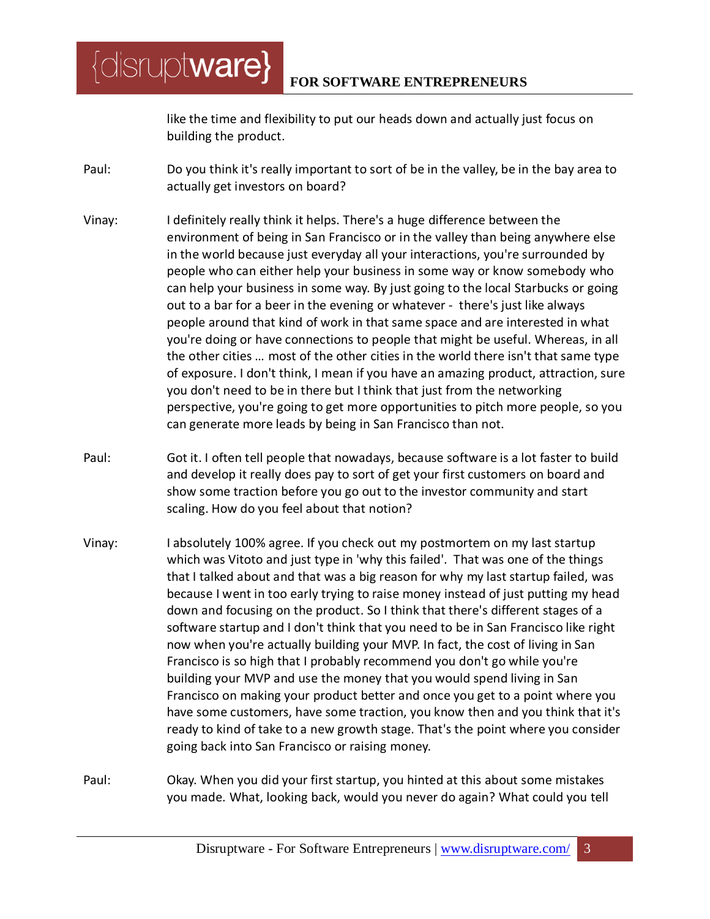like the time and flexibility to put our heads down and actually just focus on building the product.

Paul: Do you think it's really important to sort of be in the valley, be in the bay area to actually get investors on board?

Vinay: I definitely really think it helps. There's a huge difference between the environment of being in San Francisco or in the valley than being anywhere else in the world because just everyday all your interactions, you're surrounded by people who can either help your business in some way or know somebody who can help your business in some way. By just going to the local Starbucks or going out to a bar for a beer in the evening or whatever - there's just like always people around that kind of work in that same space and are interested in what you're doing or have connections to people that might be useful. Whereas, in all the other cities … most of the other cities in the world there isn't that same type of exposure. I don't think, I mean if you have an amazing product, attraction, sure you don't need to be in there but I think that just from the networking perspective, you're going to get more opportunities to pitch more people, so you can generate more leads by being in San Francisco than not.

Paul: Got it. I often tell people that nowadays, because software is a lot faster to build and develop it really does pay to sort of get your first customers on board and show some traction before you go out to the investor community and start scaling. How do you feel about that notion?

Vinay: I absolutely 100% agree. If you check out my postmortem on my last startup which was Vitoto and just type in 'why this failed'. That was one of the things that I talked about and that was a big reason for why my last startup failed, was because I went in too early trying to raise money instead of just putting my head down and focusing on the product. So I think that there's different stages of a software startup and I don't think that you need to be in San Francisco like right now when you're actually building your MVP. In fact, the cost of living in San Francisco is so high that I probably recommend you don't go while you're building your MVP and use the money that you would spend living in San Francisco on making your product better and once you get to a point where you have some customers, have some traction, you know then and you think that it's ready to kind of take to a new growth stage. That's the point where you consider going back into San Francisco or raising money.

Paul: Okay. When you did your first startup, you hinted at this about some mistakes you made. What, looking back, would you never do again? What could you tell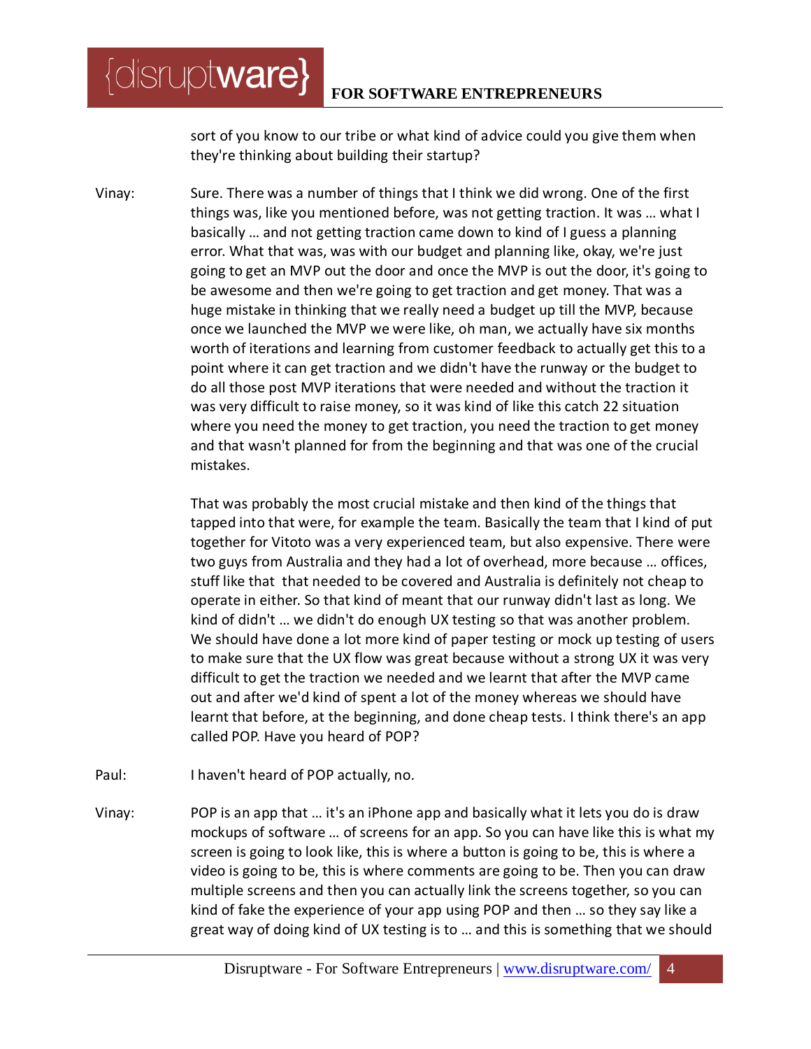sort of you know to our tribe or what kind of advice could you give them when they're thinking about building their startup?

Vinay: Sure. There was a number of things that I think we did wrong. One of the first things was, like you mentioned before, was not getting traction. It was … what I basically … and not getting traction came down to kind of I guess a planning error. What that was, was with our budget and planning like, okay, we're just going to get an MVP out the door and once the MVP is out the door, it's going to be awesome and then we're going to get traction and get money. That was a huge mistake in thinking that we really need a budget up till the MVP, because once we launched the MVP we were like, oh man, we actually have six months worth of iterations and learning from customer feedback to actually get this to a point where it can get traction and we didn't have the runway or the budget to do all those post MVP iterations that were needed and without the traction it was very difficult to raise money, so it was kind of like this catch 22 situation where you need the money to get traction, you need the traction to get money and that wasn't planned for from the beginning and that was one of the crucial mistakes.

That was probably the most crucial mistake and then kind of the things that tapped into that were, for example the team. Basically the team that I kind of put together for Vitoto was a very experienced team, but also expensive. There were two guys from Australia and they had a lot of overhead, more because … offices, stuff like that that needed to be covered and Australia is definitely not cheap to operate in either. So that kind of meant that our runway didn't last as long. We kind of didn't … we didn't do enough UX testing so that was another problem. We should have done a lot more kind of paper testing or mock up testing of users to make sure that the UX flow was great because without a strong UX it was very difficult to get the traction we needed and we learnt that after the MVP came out and after we'd kind of spent a lot of the money whereas we should have learnt that before, at the beginning, and done cheap tests. I think there's an app called POP. Have you heard of POP?

Paul: I haven't heard of POP actually, no.

Vinay: POP is an app that … it's an iPhone app and basically what it lets you do is draw mockups of software … of screens for an app. So you can have like this is what my screen is going to look like, this is where a button is going to be, this is where a video is going to be, this is where comments are going to be. Then you can draw multiple screens and then you can actually link the screens together, so you can kind of fake the experience of your app using POP and then … so they say like a great way of doing kind of UX testing is to … and this is something that we should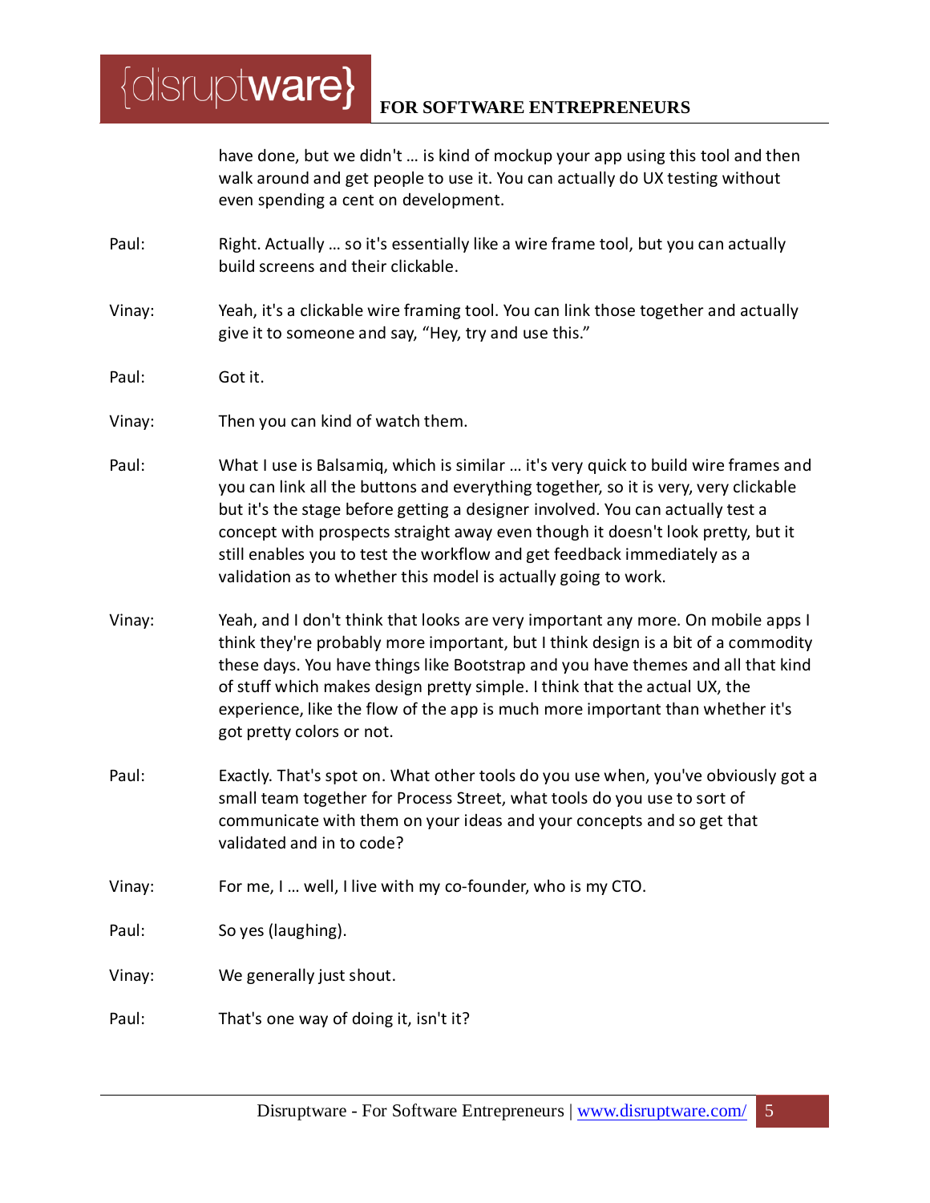have done, but we didn't … is kind of mockup your app using this tool and then walk around and get people to use it. You can actually do UX testing without even spending a cent on development.

Paul: Right. Actually … so it's essentially like a wire frame tool, but you can actually build screens and their clickable.

Vinay: Yeah, it's a clickable wire framing tool. You can link those together and actually give it to someone and say, "Hey, try and use this."

Paul: Got it.

Vinay: Then you can kind of watch them.

Paul: What I use is Balsamiq, which is similar … it's very quick to build wire frames and you can link all the buttons and everything together, so it is very, very clickable but it's the stage before getting a designer involved. You can actually test a concept with prospects straight away even though it doesn't look pretty, but it still enables you to test the workflow and get feedback immediately as a validation as to whether this model is actually going to work.

Vinay: Yeah, and I don't think that looks are very important any more. On mobile apps I think they're probably more important, but I think design is a bit of a commodity these days. You have things like Bootstrap and you have themes and all that kind of stuff which makes design pretty simple. I think that the actual UX, the experience, like the flow of the app is much more important than whether it's got pretty colors or not.

Paul: Exactly. That's spot on. What other tools do you use when, you've obviously got a small team together for Process Street, what tools do you use to sort of communicate with them on your ideas and your concepts and so get that validated and in to code?

Vinay: For me, I … well, I live with my co-founder, who is my CTO.

Paul: So yes (laughing).

Vinay: We generally just shout.

Paul: That's one way of doing it, isn't it?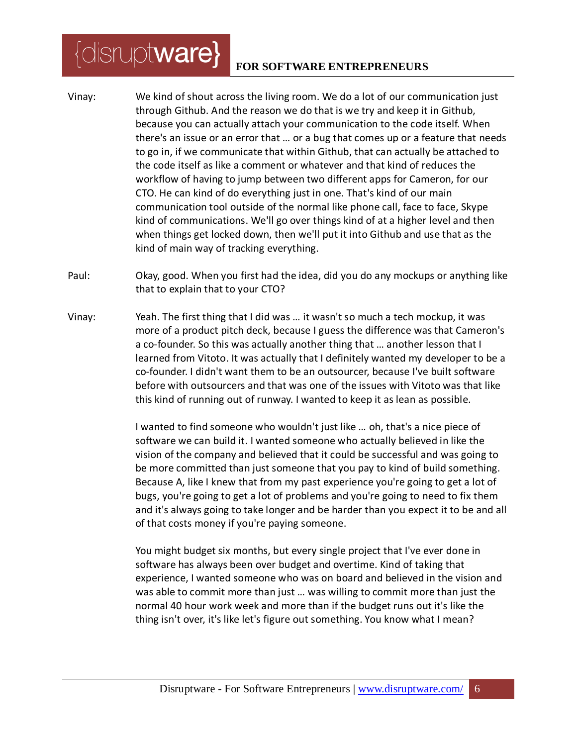Vinay: We kind of shout across the living room. We do a lot of our communication just through Github. And the reason we do that is we try and keep it in Github, because you can actually attach your communication to the code itself. When there's an issue or an error that … or a bug that comes up or a feature that needs to go in, if we communicate that within Github, that can actually be attached to the code itself as like a comment or whatever and that kind of reduces the workflow of having to jump between two different apps for Cameron, for our CTO. He can kind of do everything just in one. That's kind of our main communication tool outside of the normal like phone call, face to face, Skype kind of communications. We'll go over things kind of at a higher level and then when things get locked down, then we'll put it into Github and use that as the kind of main way of tracking everything.

Paul: Okay, good. When you first had the idea, did you do any mockups or anything like that to explain that to your CTO?

Vinay: Yeah. The first thing that I did was … it wasn't so much a tech mockup, it was more of a product pitch deck, because I guess the difference was that Cameron's a co-founder. So this was actually another thing that … another lesson that I learned from Vitoto. It was actually that I definitely wanted my developer to be a co-founder. I didn't want them to be an outsourcer, because I've built software before with outsourcers and that was one of the issues with Vitoto was that like this kind of running out of runway. I wanted to keep it as lean as possible.

I wanted to find someone who wouldn't just like … oh, that's a nice piece of software we can build it. I wanted someone who actually believed in like the vision of the company and believed that it could be successful and was going to be more committed than just someone that you pay to kind of build something. Because A, like I knew that from my past experience you're going to get a lot of bugs, you're going to get a lot of problems and you're going to need to fix them and it's always going to take longer and be harder than you expect it to be and all of that costs money if you're paying someone.

You might budget six months, but every single project that I've ever done in software has always been over budget and overtime. Kind of taking that experience, I wanted someone who was on board and believed in the vision and was able to commit more than just … was willing to commit more than just the normal 40 hour work week and more than if the budget runs out it's like the thing isn't over, it's like let's figure out something. You know what I mean?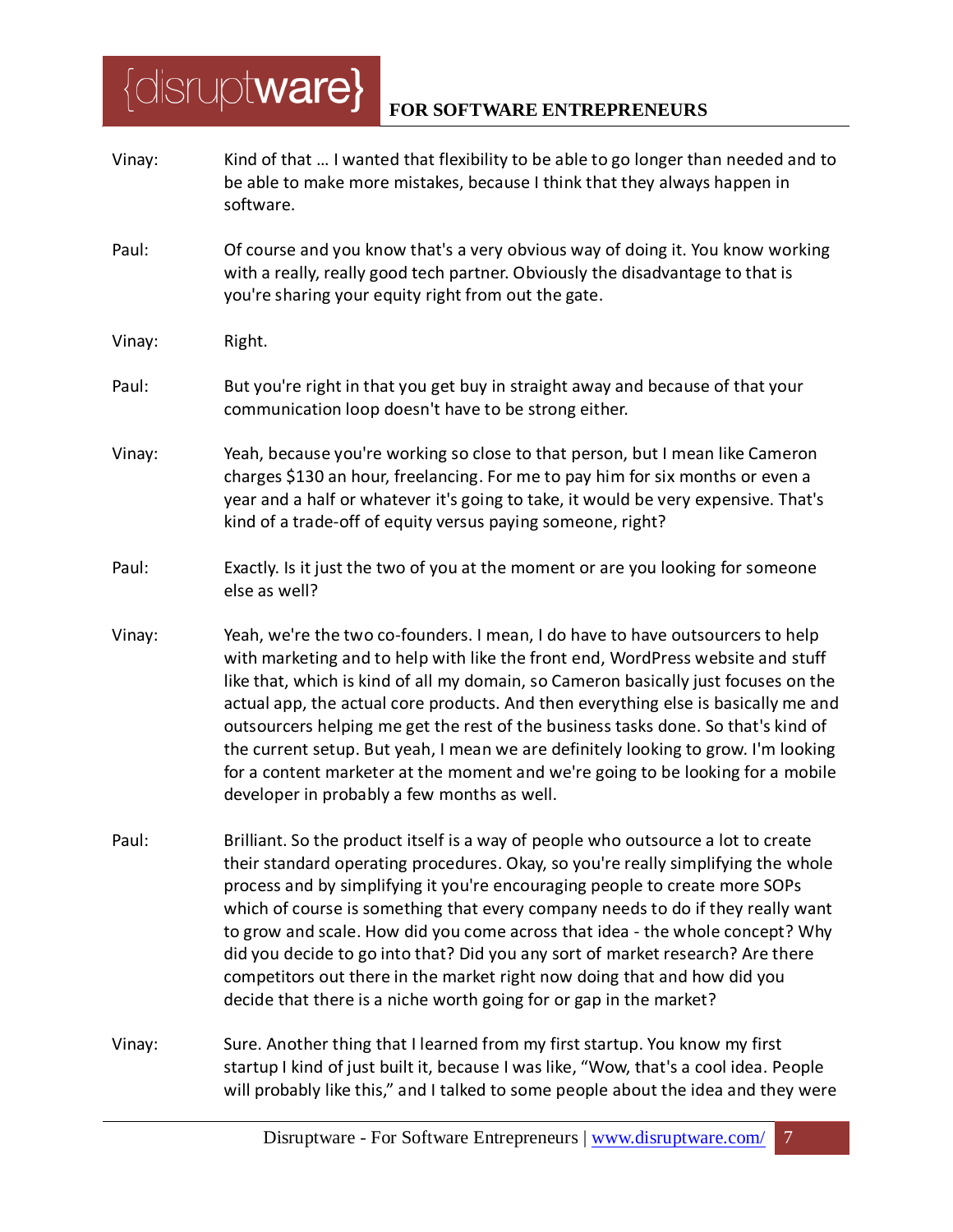Vinay: Kind of that … I wanted that flexibility to be able to go longer than needed and to be able to make more mistakes, because I think that they always happen in software.

Paul: Of course and you know that's a very obvious way of doing it. You know working with a really, really good tech partner. Obviously the disadvantage to that is you're sharing your equity right from out the gate.

Vinay: Right.

Paul: But you're right in that you get buy in straight away and because of that your communication loop doesn't have to be strong either.

Vinay: Yeah, because you're working so close to that person, but I mean like Cameron charges $130 an hour, freelancing. For me to pay him for six months or even a year and a half or whatever it's going to take, it would be very expensive. That's kind of a trade-off of equity versus paying someone, right?

Paul: Exactly. Is it just the two of you at the moment or are you looking for someone else as well?

Vinay: Yeah, we're the two co-founders. I mean, I do have to have outsourcers to help with marketing and to help with like the front end, WordPress website and stuff like that, which is kind of all my domain, so Cameron basically just focuses on the actual app, the actual core products. And then everything else is basically me and outsourcers helping me get the rest of the business tasks done. So that's kind of the current setup. But yeah, I mean we are definitely looking to grow. I'm looking for a content marketer at the moment and we're going to be looking for a mobile developer in probably a few months as well.

Paul: Brilliant. So the product itself is a way of people who outsource a lot to create their standard operating procedures. Okay, so you're really simplifying the whole process and by simplifying it you're encouraging people to create more SOPs which of course is something that every company needs to do if they really want to grow and scale. How did you come across that idea - the whole concept? Why did you decide to go into that? Did you any sort of market research? Are there competitors out there in the market right now doing that and how did you decide that there is a niche worth going for or gap in the market?

Vinay: Sure. Another thing that I learned from my first startup. You know my first startup I kind of just built it, because I was like, "Wow, that's a cool idea. People will probably like this," and I talked to some people about the idea and they were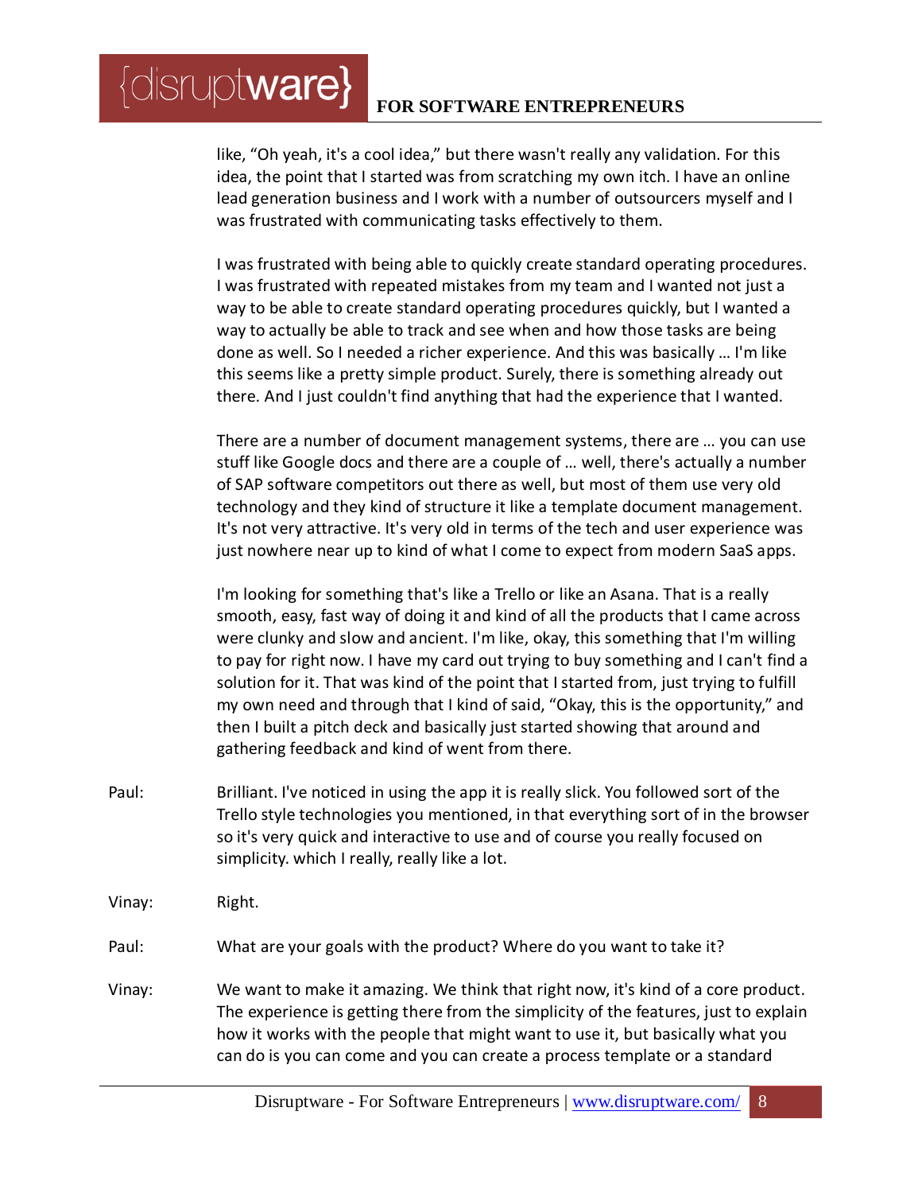like, "Oh yeah, it's a cool idea," but there wasn't really any validation. For this idea, the point that I started was from scratching my own itch. I have an online lead generation business and I work with a number of outsourcers myself and I was frustrated with communicating tasks effectively to them.

I was frustrated with being able to quickly create standard operating procedures. I was frustrated with repeated mistakes from my team and I wanted not just a way to be able to create standard operating procedures quickly, but I wanted a way to actually be able to track and see when and how those tasks are being done as well. So I needed a richer experience. And this was basically … I'm like this seems like a pretty simple product. Surely, there is something already out there. And I just couldn't find anything that had the experience that I wanted.

There are a number of document management systems, there are … you can use stuff like Google docs and there are a couple of … well, there's actually a number of SAP software competitors out there as well, but most of them use very old technology and they kind of structure it like a template document management. It's not very attractive. It's very old in terms of the tech and user experience was just nowhere near up to kind of what I come to expect from modern SaaS apps.

I'm looking for something that's like a Trello or like an Asana. That is a really smooth, easy, fast way of doing it and kind of all the products that I came across were clunky and slow and ancient. I'm like, okay, this something that I'm willing to pay for right now. I have my card out trying to buy something and I can't find a solution for it. That was kind of the point that I started from, just trying to fulfill my own need and through that I kind of said, "Okay, this is the opportunity," and then I built a pitch deck and basically just started showing that around and gathering feedback and kind of went from there.

**Paul:** Brilliant. I've noticed in using the app it is really slick. You followed sort of the Trello style technologies you mentioned, in that everything sort of in the browser so it's very quick and interactive to use and of course you really focused on simplicity. which I really, really like a lot.

**Vinay:** Right.

**Paul:** What are your goals with the product? Where do you want to take it?

**Vinay:** We want to make it amazing. We think that right now, it's kind of a core product. The experience is getting there from the simplicity of the features, just to explain how it works with the people that might want to use it, but basically what you can do is you can come and you can create a process template or a standard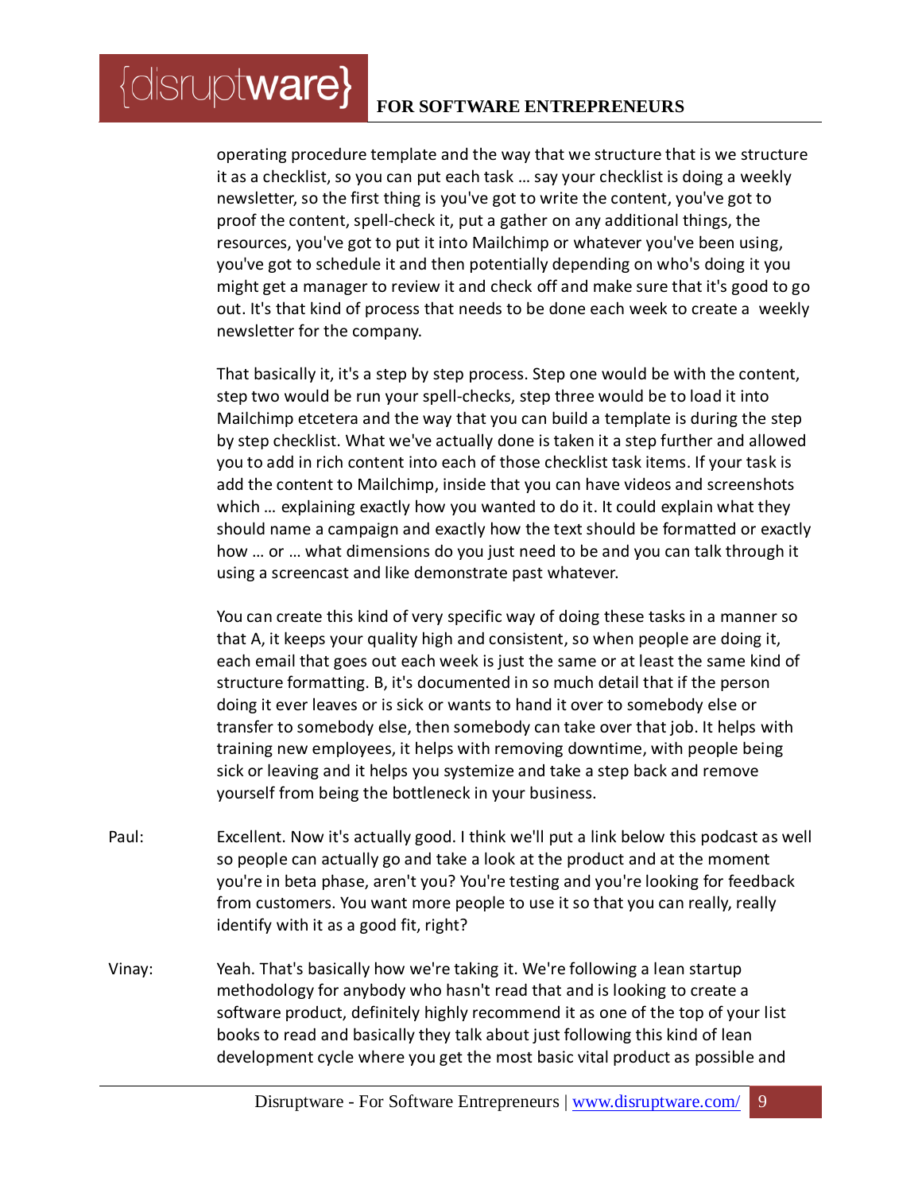operating procedure template and the way that we structure that is we structure it as a checklist, so you can put each task … say your checklist is doing a weekly newsletter, so the first thing is you've got to write the content, you've got to proof the content, spell-check it, put a gather on any additional things, the resources, you've got to put it into Mailchimp or whatever you've been using, you've got to schedule it and then potentially depending on who's doing it you might get a manager to review it and check off and make sure that it's good to go out. It's that kind of process that needs to be done each week to create a weekly newsletter for the company.

That basically it, it's a step by step process. Step one would be with the content, step two would be run your spell-checks, step three would be to load it into Mailchimp etcetera and the way that you can build a template is during the step by step checklist. What we've actually done is taken it a step further and allowed you to add in rich content into each of those checklist task items. If your task is add the content to Mailchimp, inside that you can have videos and screenshots which … explaining exactly how you wanted to do it. It could explain what they should name a campaign and exactly how the text should be formatted or exactly how … or … what dimensions do you just need to be and you can talk through it using a screencast and like demonstrate past whatever.

You can create this kind of very specific way of doing these tasks in a manner so that A, it keeps your quality high and consistent, so when people are doing it, each email that goes out each week is just the same or at least the same kind of structure formatting. B, it's documented in so much detail that if the person doing it ever leaves or is sick or wants to hand it over to somebody else or transfer to somebody else, then somebody can take over that job. It helps with training new employees, it helps with removing downtime, with people being sick or leaving and it helps you systemize and take a step back and remove yourself from being the bottleneck in your business.

Paul: Excellent. Now it's actually good. I think we'll put a link below this podcast as well so people can actually go and take a look at the product and at the moment you're in beta phase, aren't you? You're testing and you're looking for feedback from customers. You want more people to use it so that you can really, really identify with it as a good fit, right?

Vinay: Yeah. That's basically how we're taking it. We're following a lean startup methodology for anybody who hasn't read that and is looking to create a software product, definitely highly recommend it as one of the top of your list books to read and basically they talk about just following this kind of lean development cycle where you get the most basic vital product as possible and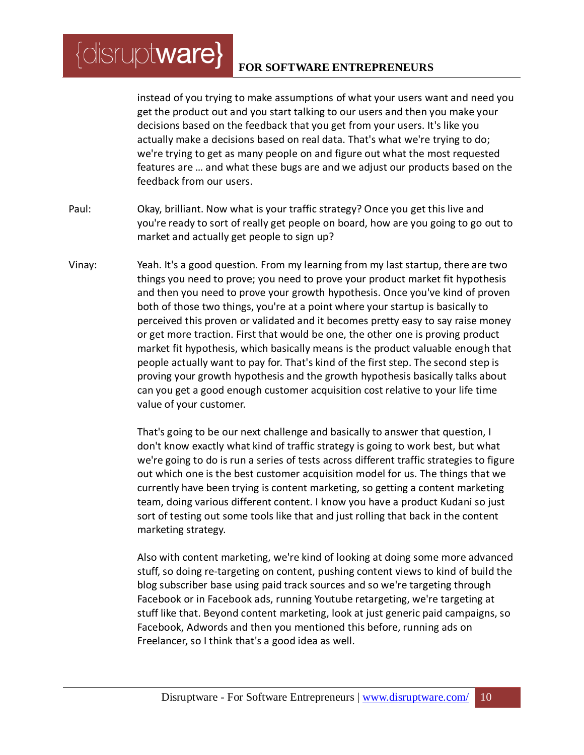instead of you trying to make assumptions of what your users want and need you get the product out and you start talking to our users and then you make your decisions based on the feedback that you get from your users. It's like you actually make a decisions based on real data. That's what we're trying to do; we're trying to get as many people on and figure out what the most requested features are … and what these bugs are and we adjust our products based on the feedback from our users.

Paul: Okay, brilliant. Now what is your traffic strategy? Once you get this live and you're ready to sort of really get people on board, how are you going to go out to market and actually get people to sign up?

Vinay: Yeah. It's a good question. From my learning from my last startup, there are two things you need to prove; you need to prove your product market fit hypothesis and then you need to prove your growth hypothesis. Once you've kind of proven both of those two things, you're at a point where your startup is basically to perceived this proven or validated and it becomes pretty easy to say raise money or get more traction. First that would be one, the other one is proving product market fit hypothesis, which basically means is the product valuable enough that people actually want to pay for. That's kind of the first step. The second step is proving your growth hypothesis and the growth hypothesis basically talks about can you get a good enough customer acquisition cost relative to your life time value of your customer.

That's going to be our next challenge and basically to answer that question, I don't know exactly what kind of traffic strategy is going to work best, but what we're going to do is run a series of tests across different traffic strategies to figure out which one is the best customer acquisition model for us. The things that we currently have been trying is content marketing, so getting a content marketing team, doing various different content. I know you have a product Kudani so just sort of testing out some tools like that and just rolling that back in the content marketing strategy.

Also with content marketing, we're kind of looking at doing some more advanced stuff, so doing re-targeting on content, pushing content views to kind of build the blog subscriber base using paid track sources and so we're targeting through Facebook or in Facebook ads, running Youtube retargeting, we're targeting at stuff like that. Beyond content marketing, look at just generic paid campaigns, so Facebook, Adwords and then you mentioned this before, running ads on Freelancer, so I think that's a good idea as well.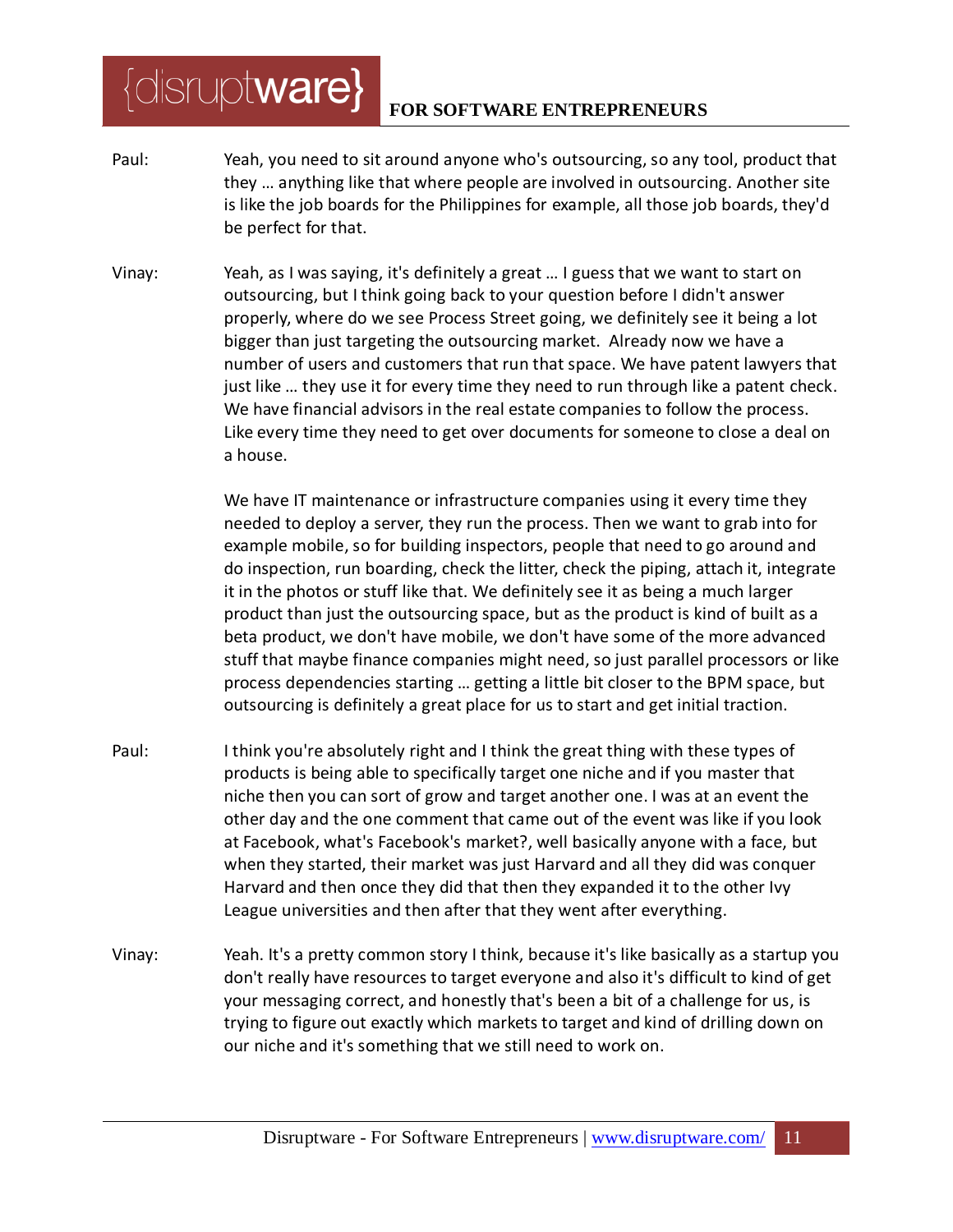Paul: Yeah, you need to sit around anyone who's outsourcing, so any tool, product that they … anything like that where people are involved in outsourcing. Another site is like the job boards for the Philippines for example, all those job boards, they'd be perfect for that.

Vinay: Yeah, as I was saying, it's definitely a great … I guess that we want to start on outsourcing, but I think going back to your question before I didn't answer properly, where do we see Process Street going, we definitely see it being a lot bigger than just targeting the outsourcing market. Already now we have a number of users and customers that run that space. We have patent lawyers that just like … they use it for every time they need to run through like a patent check. We have financial advisors in the real estate companies to follow the process. Like every time they need to get over documents for someone to close a deal on a house.

We have IT maintenance or infrastructure companies using it every time they needed to deploy a server, they run the process. Then we want to grab into for example mobile, so for building inspectors, people that need to go around and do inspection, run boarding, check the litter, check the piping, attach it, integrate it in the photos or stuff like that. We definitely see it as being a much larger product than just the outsourcing space, but as the product is kind of built as a beta product, we don't have mobile, we don't have some of the more advanced stuff that maybe finance companies might need, so just parallel processors or like process dependencies starting … getting a little bit closer to the BPM space, but outsourcing is definitely a great place for us to start and get initial traction.

Paul: I think you're absolutely right and I think the great thing with these types of products is being able to specifically target one niche and if you master that niche then you can sort of grow and target another one. I was at an event the other day and the one comment that came out of the event was like if you look at Facebook, what's Facebook's market?, well basically anyone with a face, but when they started, their market was just Harvard and all they did was conquer Harvard and then once they did that then they expanded it to the other Ivy League universities and then after that they went after everything.

Vinay: Yeah. It's a pretty common story I think, because it's like basically as a startup you don't really have resources to target everyone and also it's difficult to kind of get your messaging correct, and honestly that's been a bit of a challenge for us, is trying to figure out exactly which markets to target and kind of drilling down on our niche and it's something that we still need to work on.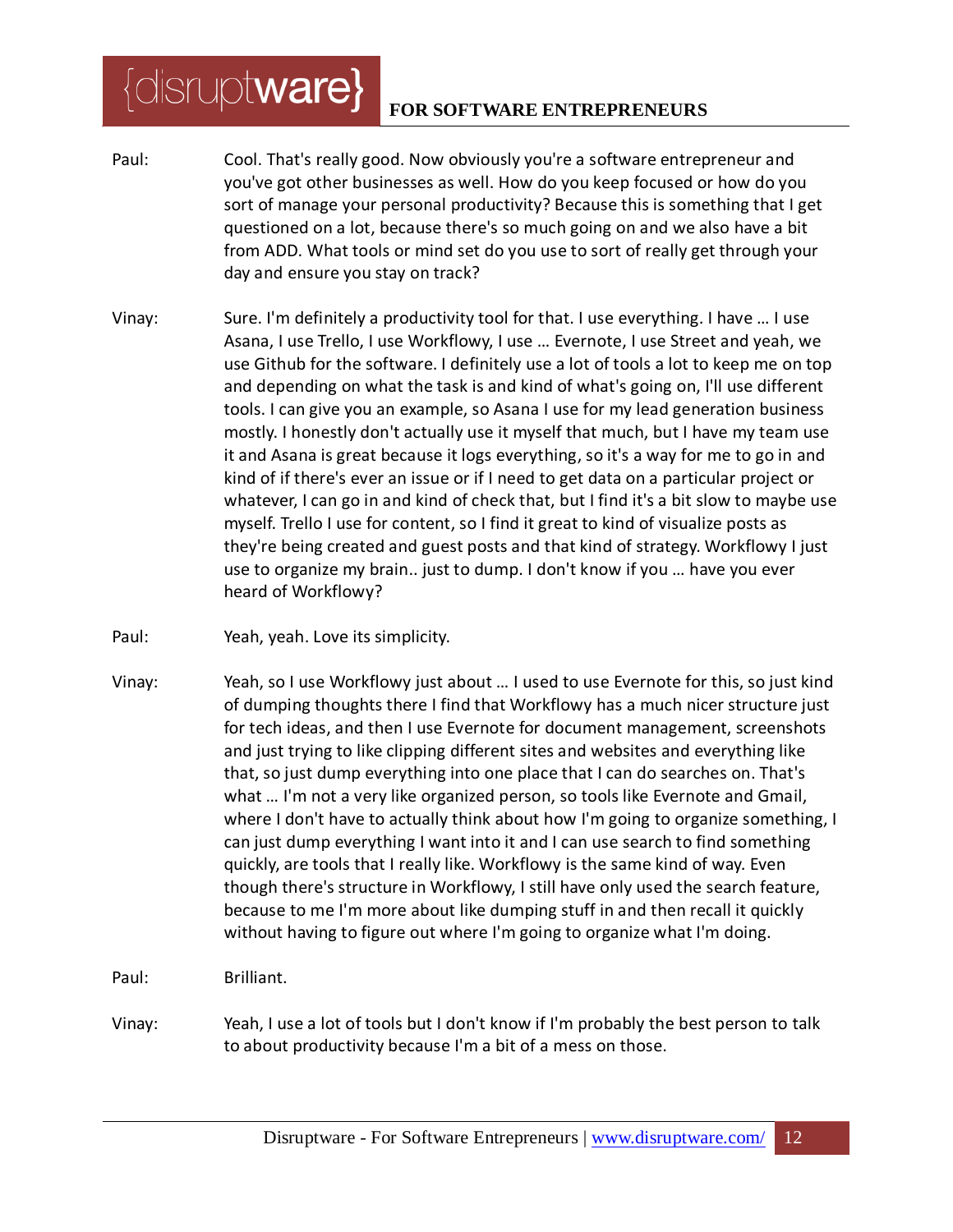Paul: Cool. That's really good. Now obviously you're a software entrepreneur and you've got other businesses as well. How do you keep focused or how do you sort of manage your personal productivity? Because this is something that I get questioned on a lot, because there's so much going on and we also have a bit from ADD. What tools or mind set do you use to sort of really get through your day and ensure you stay on track?

Vinay: Sure. I'm definitely a productivity tool for that. I use everything. I have … I use Asana, I use Trello, I use Workflowy, I use … Evernote, I use Street and yeah, we use Github for the software. I definitely use a lot of tools a lot to keep me on top and depending on what the task is and kind of what's going on, I'll use different tools. I can give you an example, so Asana I use for my lead generation business mostly. I honestly don't actually use it myself that much, but I have my team use it and Asana is great because it logs everything, so it's a way for me to go in and kind of if there's ever an issue or if I need to get data on a particular project or whatever, I can go in and kind of check that, but I find it's a bit slow to maybe use myself. Trello I use for content, so I find it great to kind of visualize posts as they're being created and guest posts and that kind of strategy. Workflowy I just use to organize my brain.. just to dump. I don't know if you … have you ever heard of Workflowy?

Paul: Yeah, yeah. Love its simplicity.

Vinay: Yeah, so I use Workflowy just about … I used to use Evernote for this, so just kind of dumping thoughts there I find that Workflowy has a much nicer structure just for tech ideas, and then I use Evernote for document management, screenshots and just trying to like clipping different sites and websites and everything like that, so just dump everything into one place that I can do searches on. That's what … I'm not a very like organized person, so tools like Evernote and Gmail, where I don't have to actually think about how I'm going to organize something, I can just dump everything I want into it and I can use search to find something quickly, are tools that I really like. Workflowy is the same kind of way. Even though there's structure in Workflowy, I still have only used the search feature, because to me I'm more about like dumping stuff in and then recall it quickly without having to figure out where I'm going to organize what I'm doing.

Paul: Brilliant.

Vinay: Yeah, I use a lot of tools but I don't know if I'm probably the best person to talk to about productivity because I'm a bit of a mess on those.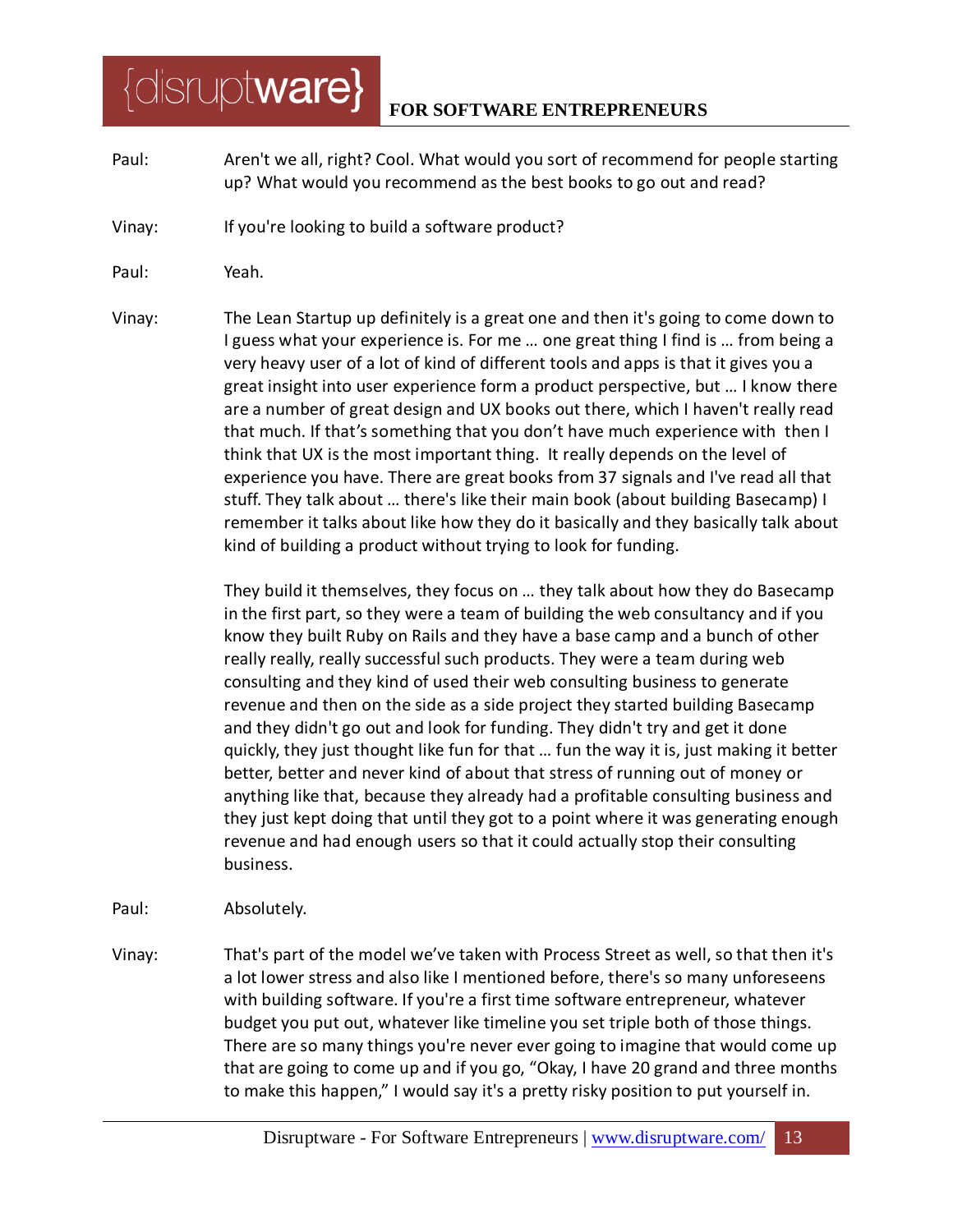Paul: Aren't we all, right? Cool. What would you sort of recommend for people starting up? What would you recommend as the best books to go out and read?

Vinay: If you're looking to build a software product?

Paul: Yeah.

Vinay: The Lean Startup up definitely is a great one and then it's going to come down to I guess what your experience is. For me … one great thing I find is … from being a very heavy user of a lot of kind of different tools and apps is that it gives you a great insight into user experience form a product perspective, but … I know there are a number of great design and UX books out there, which I haven't really read that much. If that's something that you don't have much experience with then I think that UX is the most important thing. It really depends on the level of experience you have. There are great books from 37 signals and I've read all that stuff. They talk about … there's like their main book (about building Basecamp) I remember it talks about like how they do it basically and they basically talk about kind of building a product without trying to look for funding.

They build it themselves, they focus on … they talk about how they do Basecamp in the first part, so they were a team of building the web consultancy and if you know they built Ruby on Rails and they have a base camp and a bunch of other really really, really successful such products. They were a team during web consulting and they kind of used their web consulting business to generate revenue and then on the side as a side project they started building Basecamp and they didn't go out and look for funding. They didn't try and get it done quickly, they just thought like fun for that … fun the way it is, just making it better better, better and never kind of about that stress of running out of money or anything like that, because they already had a profitable consulting business and they just kept doing that until they got to a point where it was generating enough revenue and had enough users so that it could actually stop their consulting business.

Paul: Absolutely.

Vinay: That's part of the model we've taken with Process Street as well, so that then it's a lot lower stress and also like I mentioned before, there's so many unforeseens with building software. If you're a first time software entrepreneur, whatever budget you put out, whatever like timeline you set triple both of those things. There are so many things you're never ever going to imagine that would come up that are going to come up and if you go, "Okay, I have 20 grand and three months to make this happen," I would say it's a pretty risky position to put yourself in.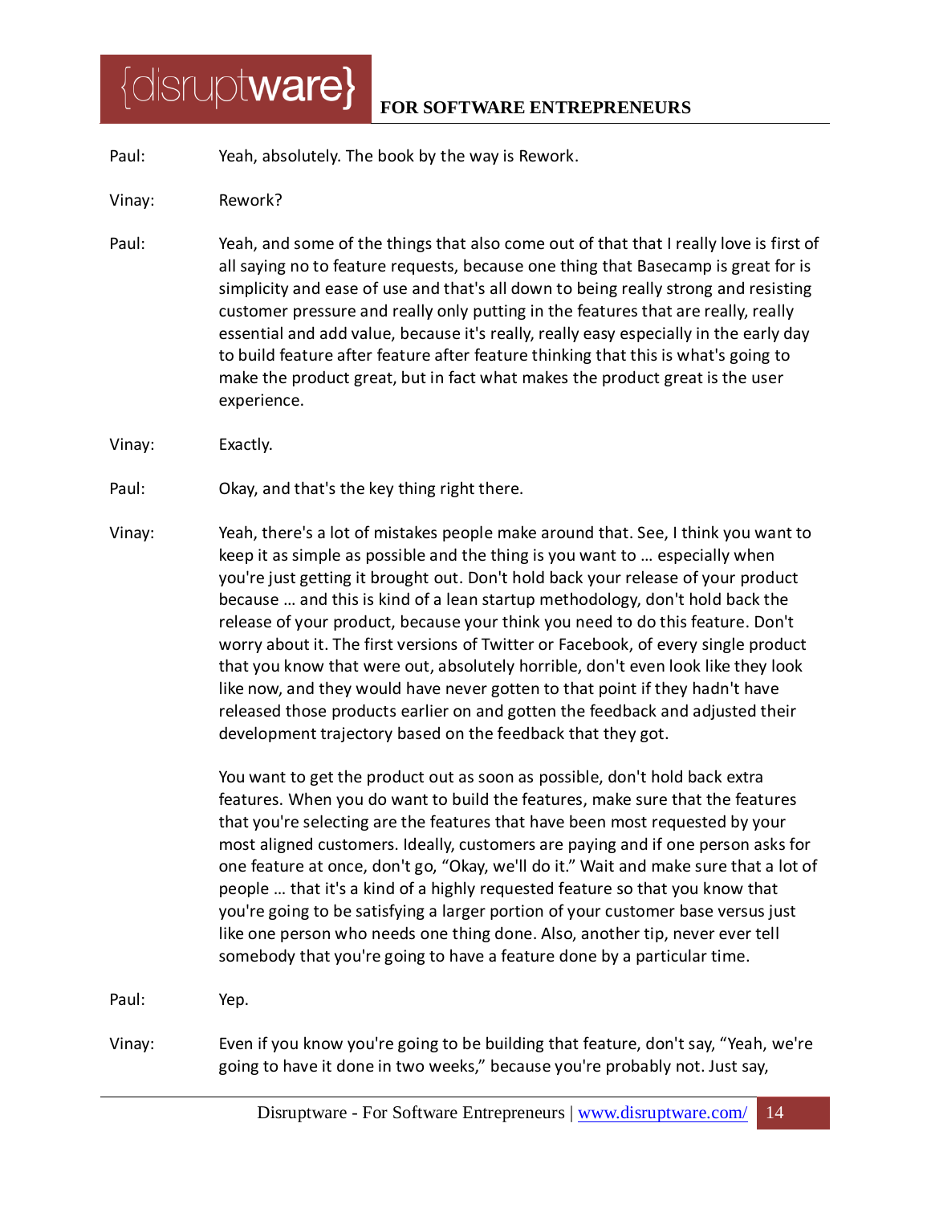Paul: Yeah, absolutely. The book by the way is Rework.

Vinay: Rework?

Paul: Yeah, and some of the things that also come out of that that I really love is first of all saying no to feature requests, because one thing that Basecamp is great for is simplicity and ease of use and that's all down to being really strong and resisting customer pressure and really only putting in the features that are really, really essential and add value, because it's really, really easy especially in the early day to build feature after feature after feature thinking that this is what's going to make the product great, but in fact what makes the product great is the user experience.

Vinay: Exactly.

Paul: Okay, and that's the key thing right there.

Vinay: Yeah, there's a lot of mistakes people make around that. See, I think you want to keep it as simple as possible and the thing is you want to … especially when you're just getting it brought out. Don't hold back your release of your product because … and this is kind of a lean startup methodology, don't hold back the release of your product, because your think you need to do this feature. Don't worry about it. The first versions of Twitter or Facebook, of every single product that you know that were out, absolutely horrible, don't even look like they look like now, and they would have never gotten to that point if they hadn't have released those products earlier on and gotten the feedback and adjusted their development trajectory based on the feedback that they got.

You want to get the product out as soon as possible, don't hold back extra features. When you do want to build the features, make sure that the features that you're selecting are the features that have been most requested by your most aligned customers. Ideally, customers are paying and if one person asks for one feature at once, don't go, "Okay, we'll do it." Wait and make sure that a lot of people … that it's a kind of a highly requested feature so that you know that you're going to be satisfying a larger portion of your customer base versus just like one person who needs one thing done. Also, another tip, never ever tell somebody that you're going to have a feature done by a particular time.

Paul: Yep.

Vinay: Even if you know you're going to be building that feature, don't say, "Yeah, we're going to have it done in two weeks," because you're probably not. Just say,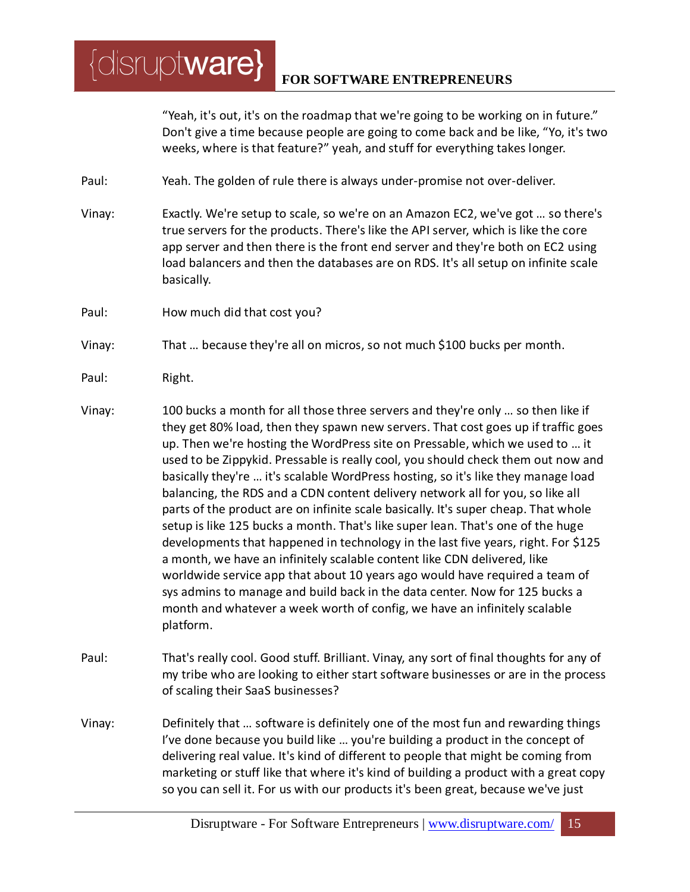"Yeah, it's out, it's on the roadmap that we're going to be working on in future." Don't give a time because people are going to come back and be like, "Yo, it's two weeks, where is that feature?" yeah, and stuff for everything takes longer.

Paul: Yeah. The golden of rule there is always under-promise not over-deliver.

Vinay: Exactly. We're setup to scale, so we're on an Amazon EC2, we've got … so there's true servers for the products. There's like the API server, which is like the core app server and then there is the front end server and they're both on EC2 using load balancers and then the databases are on RDS. It's all setup on infinite scale basically.

Paul: How much did that cost you?

Vinay: That … because they're all on micros, so not much $100 bucks per month.

Paul: Right.

Vinay: 100 bucks a month for all those three servers and they're only … so then like if they get 80% load, then they spawn new servers. That cost goes up if traffic goes up. Then we're hosting the WordPress site on Pressable, which we used to … it used to be Zippykid. Pressable is really cool, you should check them out now and basically they're … it's scalable WordPress hosting, so it's like they manage load balancing, the RDS and a CDN content delivery network all for you, so like all parts of the product are on infinite scale basically. It's super cheap. That whole setup is like 125 bucks a month. That's like super lean. That's one of the huge developments that happened in technology in the last five years, right. For $125 a month, we have an infinitely scalable content like CDN delivered, like worldwide service app that about 10 years ago would have required a team of sys admins to manage and build back in the data center. Now for 125 bucks a month and whatever a week worth of config, we have an infinitely scalable platform.

Paul: That's really cool. Good stuff. Brilliant. Vinay, any sort of final thoughts for any of my tribe who are looking to either start software businesses or are in the process of scaling their SaaS businesses?

Vinay: Definitely that … software is definitely one of the most fun and rewarding things I've done because you build like … you're building a product in the concept of delivering real value. It's kind of different to people that might be coming from marketing or stuff like that where it's kind of building a product with a great copy so you can sell it. For us with our products it's been great, because we've just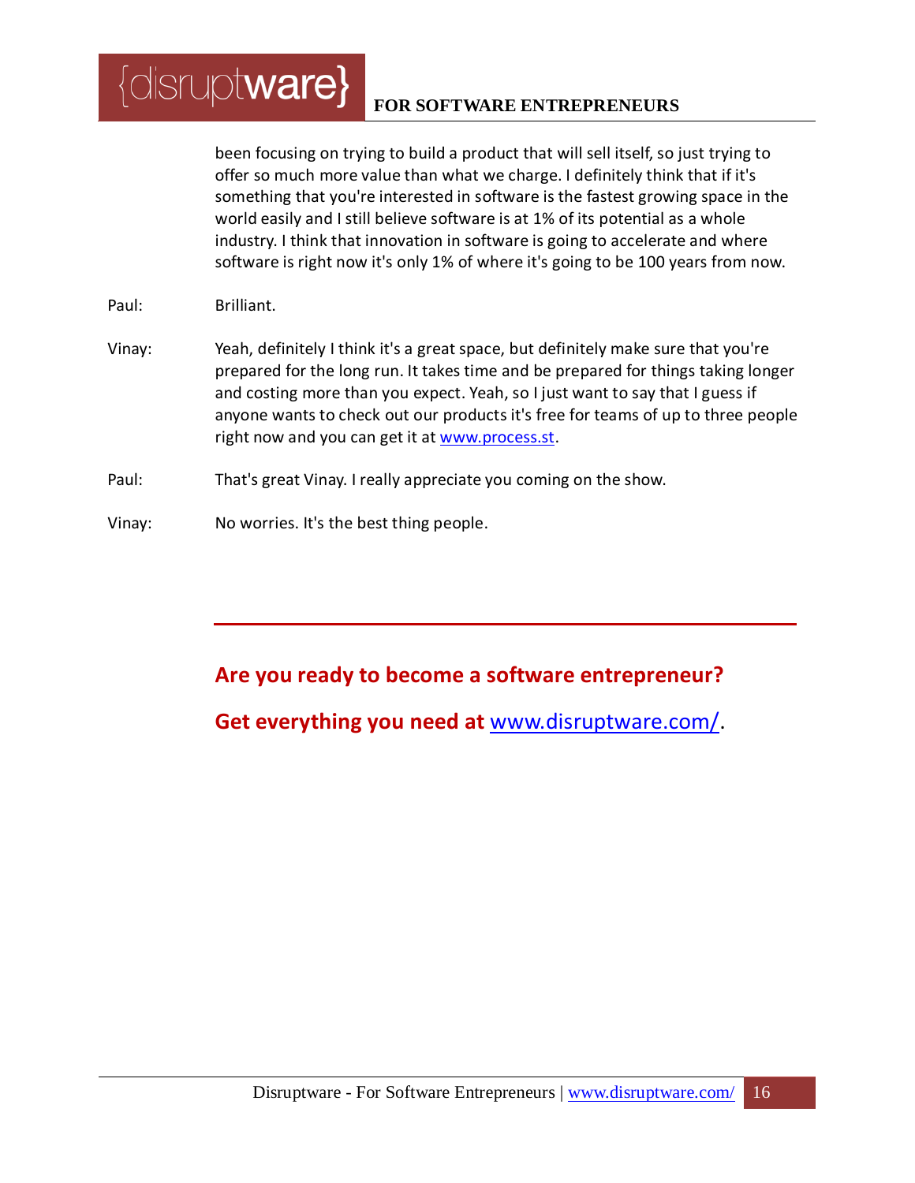been focusing on trying to build a product that will sell itself, so just trying to offer so much more value than what we charge. I definitely think that if it's something that you're interested in software is the fastest growing space in the world easily and I still believe software is at 1% of its potential as a whole industry. I think that innovation in software is going to accelerate and where software is right now it's only 1% of where it's going to be 100 years from now.

Paul: Brilliant.

Vinay: Yeah, definitely I think it's a great space, but definitely make sure that you're prepared for the long run. It takes time and be prepared for things taking longer and costing more than you expect. Yeah, so I just want to say that I guess if anyone wants to check out our products it's free for teams of up to three people right now and you can get it at [www.process.st](http://www.process.st).

Paul: That's great Vinay. I really appreciate you coming on the show.

Vinay: No worries. It's the best thing people.

---

**Are you ready to become a software entrepreneur?**

**Get everything you need at** [www.disruptware.com/](http://www.disruptware.com/).